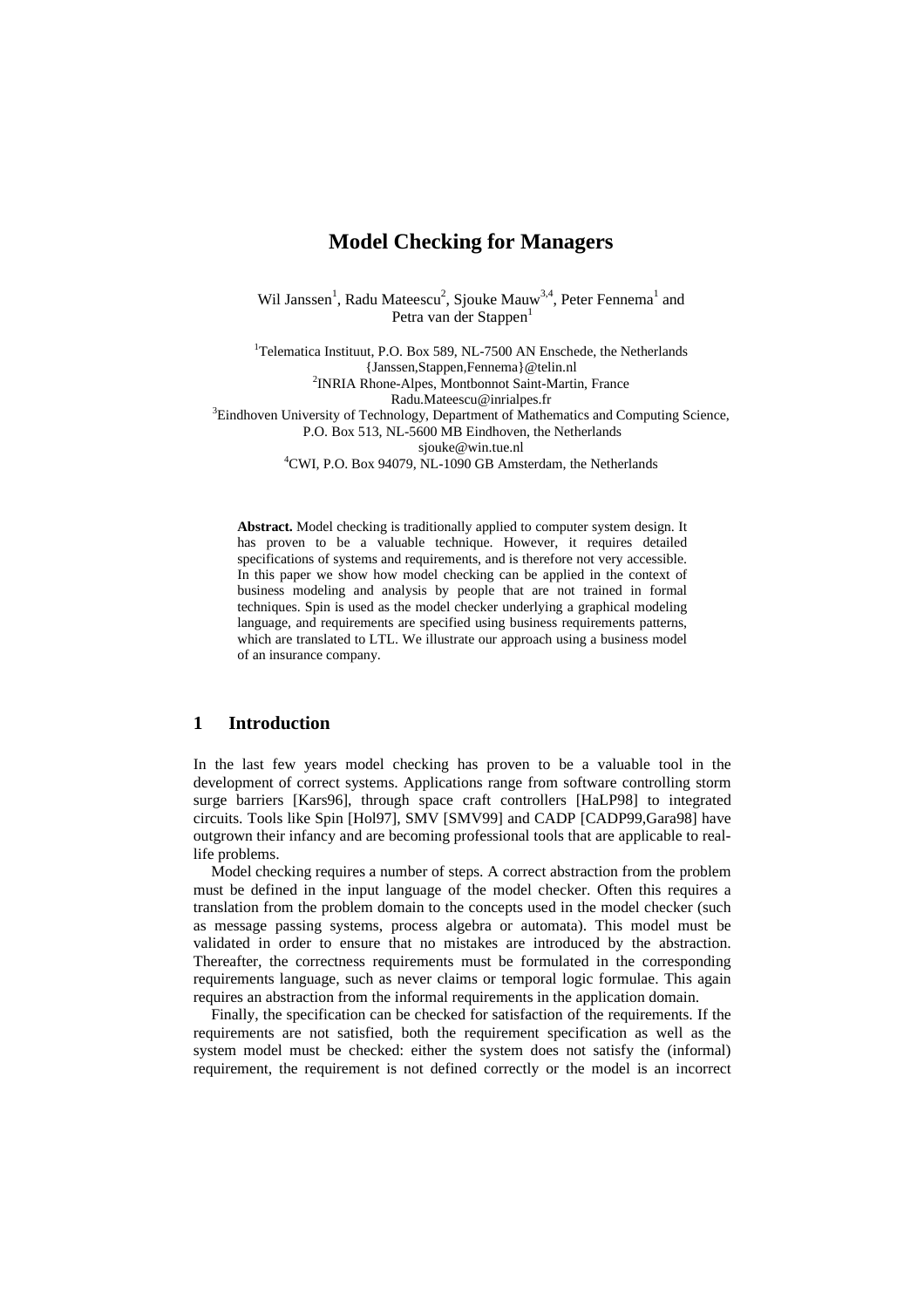# Model Checking for Managers

Wil Janssen[1], Radu Mateescu[2], Sjouke Mauw[3,4], Peter Fennema[1] and Petra van der Stappen[1]

[1]Telematica Instituut, P.O. Box 589, NL-7500 AN Enschede, the Netherlands
{Janssen,Stappen,Fennema}@telin.nl
[2]INRIA Rhone-Alpes, Montbonnot Saint-Martin, France
Radu.Mateescu@inrialpes.fr
[3]Eindhoven University of Technology, Department of Mathematics and Computing Science, P.O. Box 513, NL-5600 MB Eindhoven, the Netherlands
sjouke@win.tue.nl
[4]CWI, P.O. Box 94079, NL-1090 GB Amsterdam, the Netherlands

**Abstract.** Model checking is traditionally applied to computer system design. It has proven to be a valuable technique. However, it requires detailed specifications of systems and requirements, and is therefore not very accessible. In this paper we show how model checking can be applied in the context of business modeling and analysis by people that are not trained in formal techniques. Spin is used as the model checker underlying a graphical modeling language, and requirements are specified using business requirements patterns, which are translated to LTL. We illustrate our approach using a business model of an insurance company.

## 1 Introduction

In the last few years model checking has proven to be a valuable tool in the development of correct systems. Applications range from software controlling storm surge barriers [Kars96], through space craft controllers [HaLP98] to integrated circuits. Tools like Spin [Hol97], SMV [SMV99] and CADP [CADP99,Gara98] have outgrown their infancy and are becoming professional tools that are applicable to real-life problems.

Model checking requires a number of steps. A correct abstraction from the problem must be defined in the input language of the model checker. Often this requires a translation from the problem domain to the concepts used in the model checker (such as message passing systems, process algebra or automata). This model must be validated in order to ensure that no mistakes are introduced by the abstraction. Thereafter, the correctness requirements must be formulated in the corresponding requirements language, such as never claims or temporal logic formulae. This again requires an abstraction from the informal requirements in the application domain.

Finally, the specification can be checked for satisfaction of the requirements. If the requirements are not satisfied, both the requirement specification as well as the system model must be checked: either the system does not satisfy the (informal) requirement, the requirement is not defined correctly or the model is an incorrect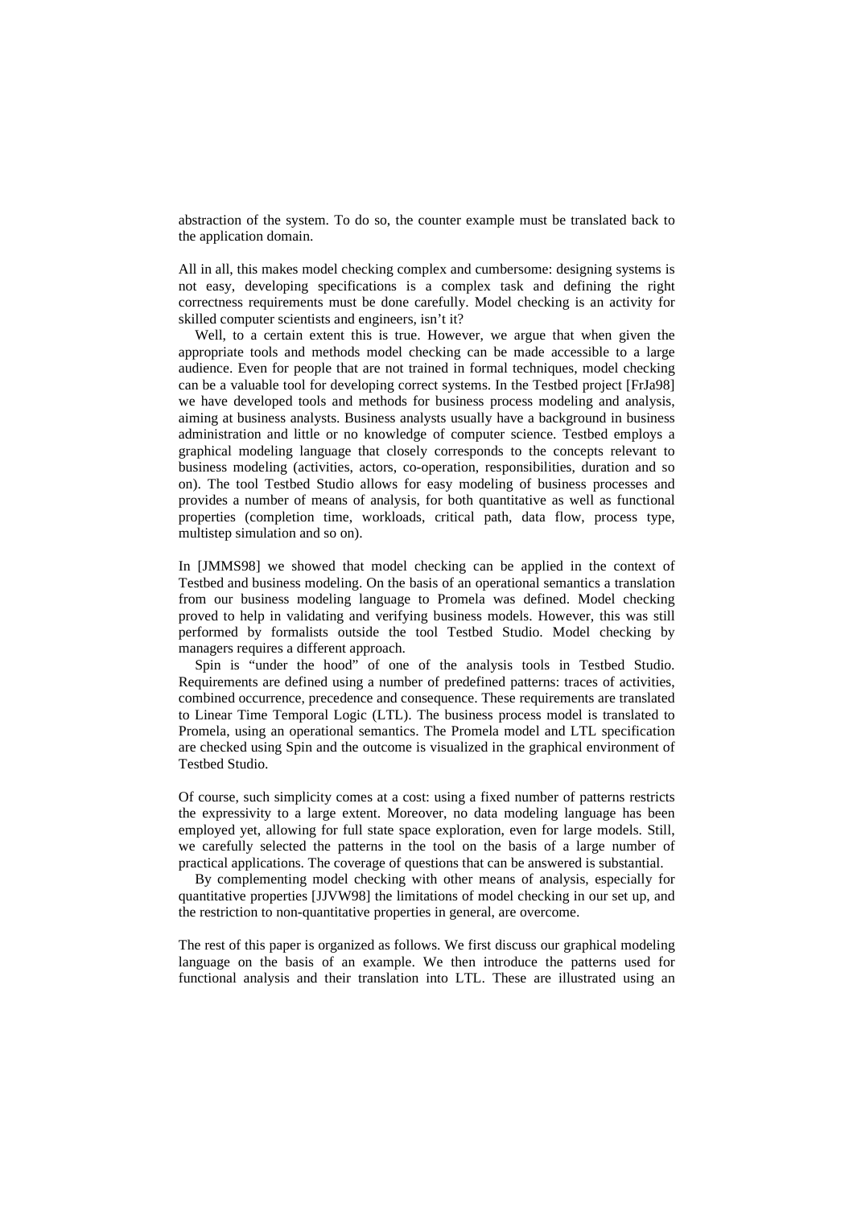abstraction of the system. To do so, the counter example must be translated back to the application domain.

All in all, this makes model checking complex and cumbersome: designing systems is not easy, developing specifications is a complex task and defining the right correctness requirements must be done carefully. Model checking is an activity for skilled computer scientists and engineers, isn't it?

Well, to a certain extent this is true. However, we argue that when given the appropriate tools and methods model checking can be made accessible to a large audience. Even for people that are not trained in formal techniques, model checking can be a valuable tool for developing correct systems. In the Testbed project [FrJa98] we have developed tools and methods for business process modeling and analysis, aiming at business analysts. Business analysts usually have a background in business administration and little or no knowledge of computer science. Testbed employs a graphical modeling language that closely corresponds to the concepts relevant to business modeling (activities, actors, co-operation, responsibilities, duration and so on). The tool Testbed Studio allows for easy modeling of business processes and provides a number of means of analysis, for both quantitative as well as functional properties (completion time, workloads, critical path, data flow, process type, multistep simulation and so on).

In [JMMS98] we showed that model checking can be applied in the context of Testbed and business modeling. On the basis of an operational semantics a translation from our business modeling language to Promela was defined. Model checking proved to help in validating and verifying business models. However, this was still performed by formalists outside the tool Testbed Studio. Model checking by managers requires a different approach.

Spin is "under the hood" of one of the analysis tools in Testbed Studio. Requirements are defined using a number of predefined patterns: traces of activities, combined occurrence, precedence and consequence. These requirements are translated to Linear Time Temporal Logic (LTL). The business process model is translated to Promela, using an operational semantics. The Promela model and LTL specification are checked using Spin and the outcome is visualized in the graphical environment of Testbed Studio.

Of course, such simplicity comes at a cost: using a fixed number of patterns restricts the expressivity to a large extent. Moreover, no data modeling language has been employed yet, allowing for full state space exploration, even for large models. Still, we carefully selected the patterns in the tool on the basis of a large number of practical applications. The coverage of questions that can be answered is substantial.

By complementing model checking with other means of analysis, especially for quantitative properties [JJVW98] the limitations of model checking in our set up, and the restriction to non-quantitative properties in general, are overcome.

The rest of this paper is organized as follows. We first discuss our graphical modeling language on the basis of an example. We then introduce the patterns used for functional analysis and their translation into LTL. These are illustrated using an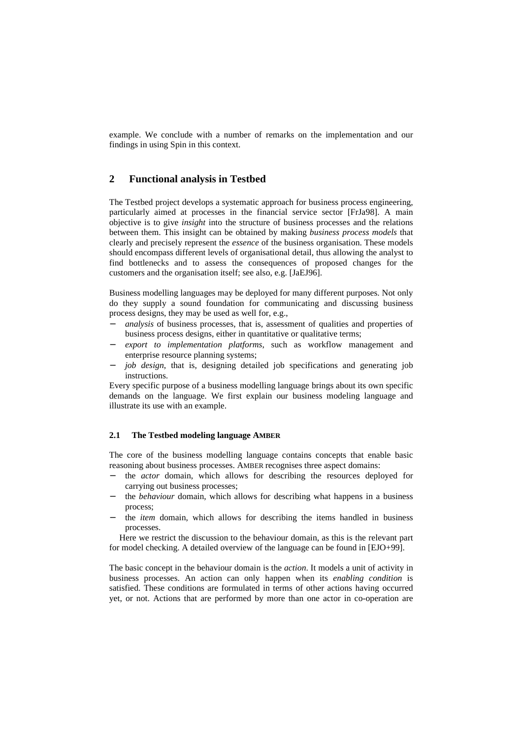example. We conclude with a number of remarks on the implementation and our findings in using Spin in this context.

## 2 Functional analysis in Testbed

The Testbed project develops a systematic approach for business process engineering, particularly aimed at processes in the financial service sector [FrJa98]. A main objective is to give *insight* into the structure of business processes and the relations between them. This insight can be obtained by making *business process models* that clearly and precisely represent the *essence* of the business organisation. These models should encompass different levels of organisational detail, thus allowing the analyst to find bottlenecks and to assess the consequences of proposed changes for the customers and the organisation itself; see also, e.g. [JaEJ96].

Business modelling languages may be deployed for many different purposes. Not only do they supply a sound foundation for communicating and discussing business process designs, they may be used as well for, e.g.,

- *analysis* of business processes, that is, assessment of qualities and properties of business process designs, either in quantitative or qualitative terms;
- *export to implementation platforms*, such as workflow management and enterprise resource planning systems;
- *job design*, that is, designing detailed job specifications and generating job instructions.

Every specific purpose of a business modelling language brings about its own specific demands on the language. We first explain our business modeling language and illustrate its use with an example.

### 2.1 The Testbed modeling language AMBER

The core of the business modelling language contains concepts that enable basic reasoning about business processes. AMBER recognises three aspect domains:

- the *actor* domain, which allows for describing the resources deployed for carrying out business processes;
- the *behaviour* domain, which allows for describing what happens in a business process;
- the *item* domain, which allows for describing the items handled in business processes.

Here we restrict the discussion to the behaviour domain, as this is the relevant part for model checking. A detailed overview of the language can be found in [EJO+99].

The basic concept in the behaviour domain is the *action*. It models a unit of activity in business processes. An action can only happen when its *enabling condition* is satisfied. These conditions are formulated in terms of other actions having occurred yet, or not. Actions that are performed by more than one actor in co-operation are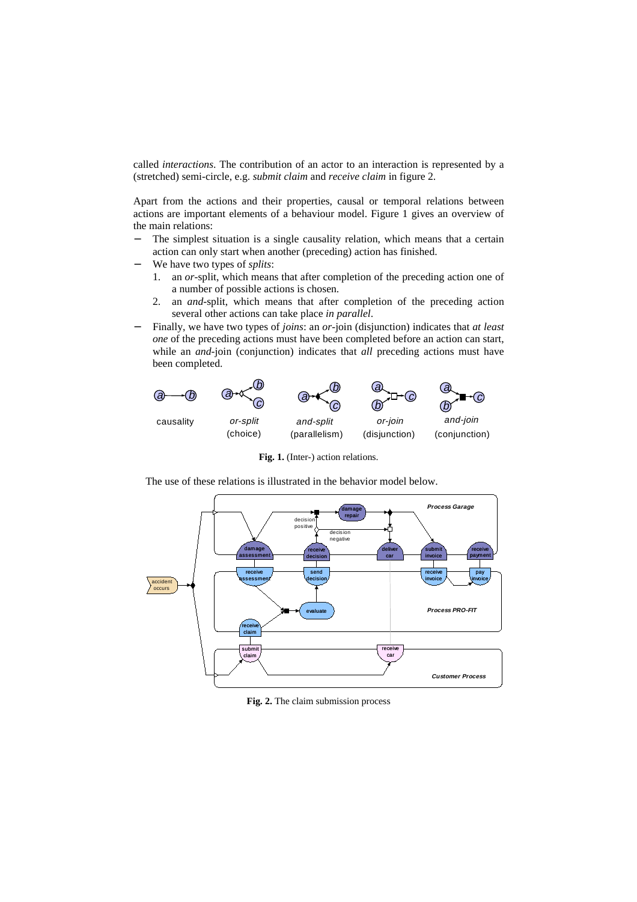called *interactions*. The contribution of an actor to an interaction is represented by a (stretched) semi-circle, e.g. *submit claim* and *receive claim* in figure 2.

Apart from the actions and their properties, causal or temporal relations between actions are important elements of a behaviour model. Figure 1 gives an overview of the main relations:

- The simplest situation is a single causality relation, which means that a certain action can only start when another (preceding) action has finished.
- We have two types of *splits*:
  1. an *or*-split, which means that after completion of the preceding action one of a number of possible actions is chosen.
  2. an *and*-split, which means that after completion of the preceding action several other actions can take place *in parallel*.
- Finally, we have two types of *joins*: an *or*-join (disjunction) indicates that *at least one* of the preceding actions must have been completed before an action can start, while an *and*-join (conjunction) indicates that *all* preceding actions must have been completed.

**Fig. 1.** (Inter-) action relations.

The use of these relations is illustrated in the behavior model below.

**Fig. 2.** The claim submission process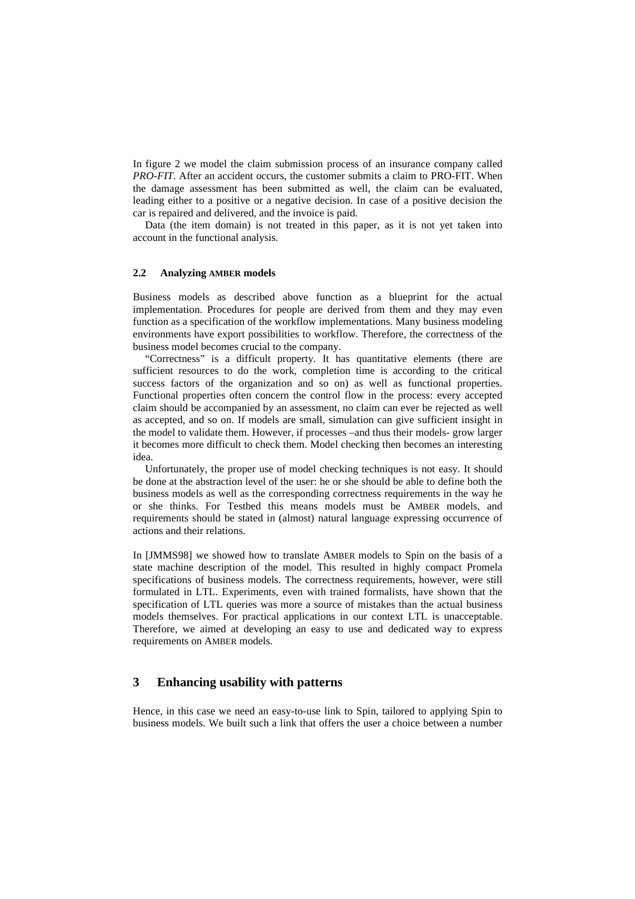In figure 2 we model the claim submission process of an insurance company called *PRO-FIT*. After an accident occurs, the customer submits a claim to PRO-FIT. When the damage assessment has been submitted as well, the claim can be evaluated, leading either to a positive or a negative decision. In case of a positive decision the car is repaired and delivered, and the invoice is paid.

Data (the item domain) is not treated in this paper, as it is not yet taken into account in the functional analysis.

### 2.2 Analyzing AMBER models

Business models as described above function as a blueprint for the actual implementation. Procedures for people are derived from them and they may even function as a specification of the workflow implementations. Many business modeling environments have export possibilities to workflow. Therefore, the correctness of the business model becomes crucial to the company.

"Correctness" is a difficult property. It has quantitative elements (there are sufficient resources to do the work, completion time is according to the critical success factors of the organization and so on) as well as functional properties. Functional properties often concern the control flow in the process: every accepted claim should be accompanied by an assessment, no claim can ever be rejected as well as accepted, and so on. If models are small, simulation can give sufficient insight in the model to validate them. However, if processes –and thus their models- grow larger it becomes more difficult to check them. Model checking then becomes an interesting idea.

Unfortunately, the proper use of model checking techniques is not easy. It should be done at the abstraction level of the user: he or she should be able to define both the business models as well as the corresponding correctness requirements in the way he or she thinks. For Testbed this means models must be AMBER models, and requirements should be stated in (almost) natural language expressing occurrence of actions and their relations.

In [JMMS98] we showed how to translate AMBER models to Spin on the basis of a state machine description of the model. This resulted in highly compact Promela specifications of business models. The correctness requirements, however, were still formulated in LTL. Experiments, even with trained formalists, have shown that the specification of LTL queries was more a source of mistakes than the actual business models themselves. For practical applications in our context LTL is unacceptable. Therefore, we aimed at developing an easy to use and dedicated way to express requirements on AMBER models.

## 3 Enhancing usability with patterns

Hence, in this case we need an easy-to-use link to Spin, tailored to applying Spin to business models. We built such a link that offers the user a choice between a number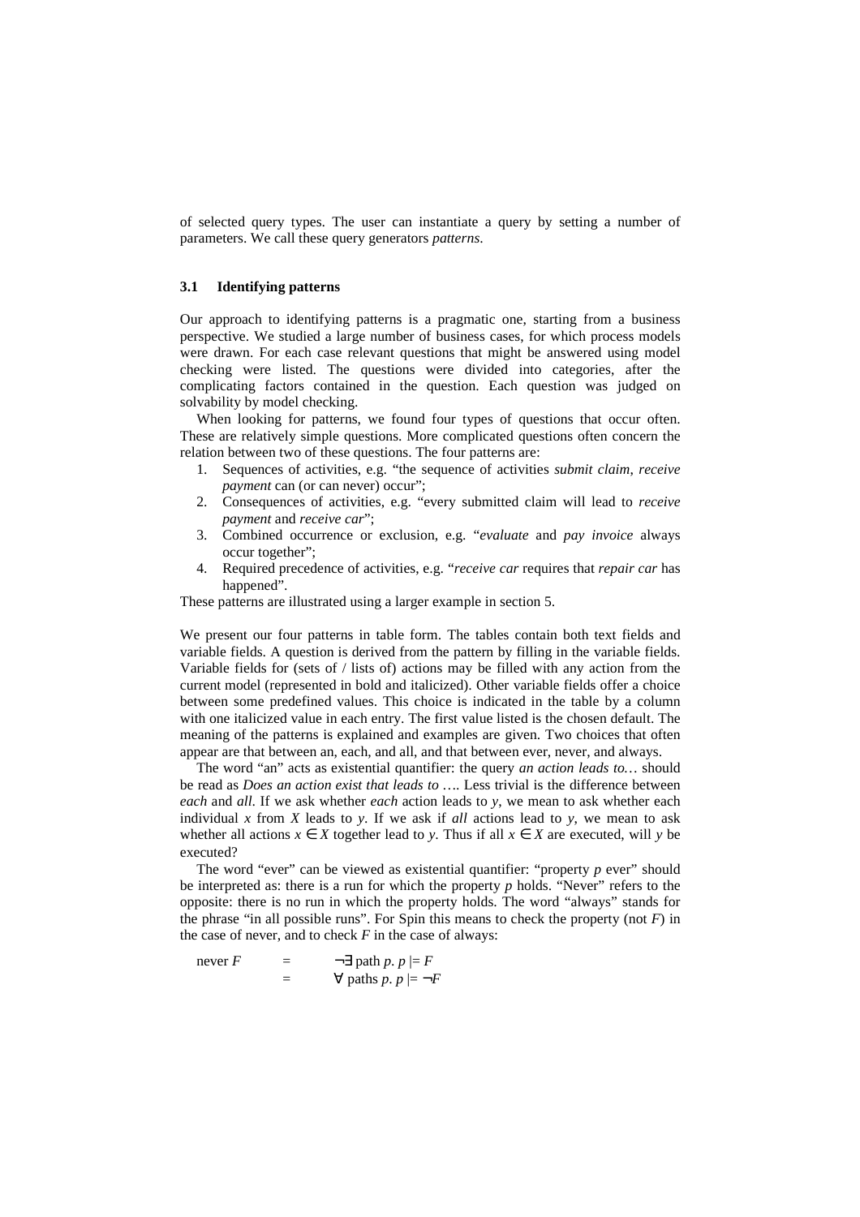of selected query types. The user can instantiate a query by setting a number of parameters. We call these query generators *patterns*.

### 3.1 Identifying patterns

Our approach to identifying patterns is a pragmatic one, starting from a business perspective. We studied a large number of business cases, for which process models were drawn. For each case relevant questions that might be answered using model checking were listed. The questions were divided into categories, after the complicating factors contained in the question. Each question was judged on solvability by model checking.

When looking for patterns, we found four types of questions that occur often. These are relatively simple questions. More complicated questions often concern the relation between two of these questions. The four patterns are:

1. Sequences of activities, e.g. "the sequence of activities *submit claim, receive payment* can (or can never) occur";
2. Consequences of activities, e.g. "every submitted claim will lead to *receive payment* and *receive car*";
3. Combined occurrence or exclusion, e.g. "*evaluate* and *pay invoice* always occur together";
4. Required precedence of activities, e.g. "*receive car* requires that *repair car* has happened".

These patterns are illustrated using a larger example in section 5.

We present our four patterns in table form. The tables contain both text fields and variable fields. A question is derived from the pattern by filling in the variable fields. Variable fields for (sets of / lists of) actions may be filled with any action from the current model (represented in bold and italicized). Other variable fields offer a choice between some predefined values. This choice is indicated in the table by a column with one italicized value in each entry. The first value listed is the chosen default. The meaning of the patterns is explained and examples are given. Two choices that often appear are that between an, each, and all, and that between ever, never, and always.

The word "an" acts as existential quantifier: the query *an action leads to…* should be read as *Does an action exist that leads to* …. Less trivial is the difference between *each* and *all.* If we ask whether *each* action leads to $y$, we mean to ask whether each individual $x$ from $X$ leads to $y$. If we ask if *all* actions lead to $y$, we mean to ask whether all actions $x \in X$ together lead to $y$. Thus if all $x \in X$ are executed, will $y$ be executed?

The word "ever" can be viewed as existential quantifier: "property $p$ ever" should be interpreted as: there is a run for which the property $p$ holds. "Never" refers to the opposite: there is no run in which the property holds. The word "always" stands for the phrase "in all possible runs". For Spin this means to check the property (not $F$) in the case of never, and to check $F$ in the case of always:

$$
\begin{aligned}
\text{never } F \quad &= \quad \neg\exists \text{ path } p.\ p \models F \\
&= \quad \forall \text{ paths } p.\ p \models \neg F
\end{aligned}
$$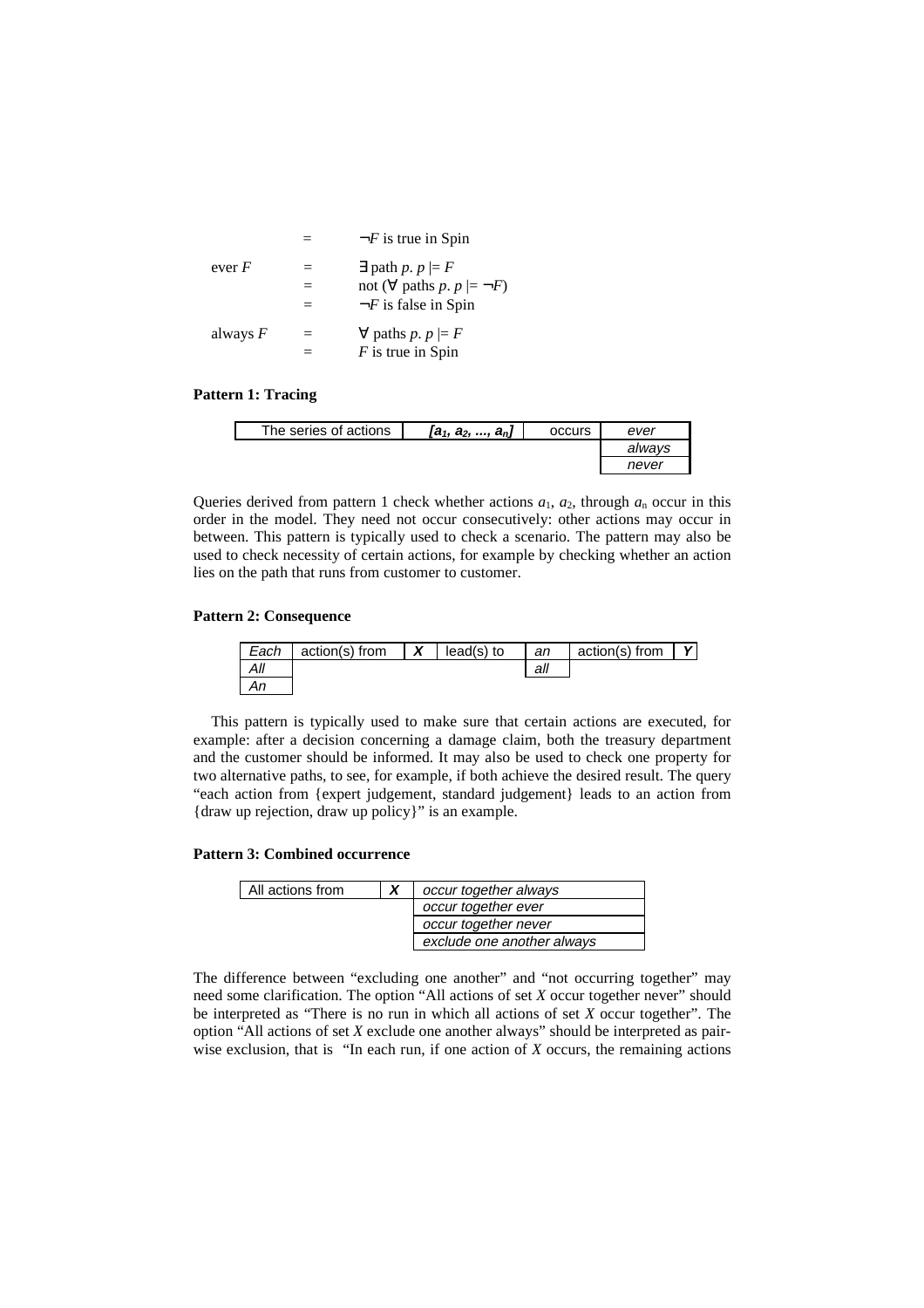|  | = | $\neg F$ is true in Spin |
|---|---|---|
| ever $F$ | = | $\exists$ path $p.\ p \models F$ |
|  | = | not ($\forall$ paths $p.\ p \models \neg F$) |
|  | = | $\neg F$ is false in Spin |
| always $F$ | = | $\forall$ paths $p.\ p \models F$ |
|  | = | $F$ is true in Spin |

**Pattern 1: Tracing**

| The series of actions | *[$a_1$, $a_2$, ..., $a_n$]* | occurs | *ever* |
|---|---|---|---|
|  |  |  | *always* |
|  |  |  | *never* |

Queries derived from pattern 1 check whether actions $a_1$, $a_2$, through $a_n$ occur in this order in the model. They need not occur consecutively: other actions may occur in between. This pattern is typically used to check a scenario. The pattern may also be used to check necessity of certain actions, for example by checking whether an action lies on the path that runs from customer to customer.

**Pattern 2: Consequence**

| *Each* | action(s) from | ***X*** | lead(s) to | *an* | action(s) from | ***Y*** |
|---|---|---|---|---|---|---|
| *All* |  |  |  | *all* |  |  |
| *An* |  |  |  |  |  |  |

This pattern is typically used to make sure that certain actions are executed, for example: after a decision concerning a damage claim, both the treasury department and the customer should be informed. It may also be used to check one property for two alternative paths, to see, for example, if both achieve the desired result. The query "each action from {expert judgement, standard judgement} leads to an action from {draw up rejection, draw up policy}" is an example.

**Pattern 3: Combined occurrence**

| All actions from | ***X*** | *occur together always* |
|---|---|---|
|  |  | *occur together ever* |
|  |  | *occur together never* |
|  |  | *exclude one another always* |

The difference between "excluding one another" and "not occurring together" may need some clarification. The option "All actions of set *X* occur together never" should be interpreted as "There is no run in which all actions of set *X* occur together". The option "All actions of set *X* exclude one another always" should be interpreted as pair-wise exclusion, that is "In each run, if one action of *X* occurs, the remaining actions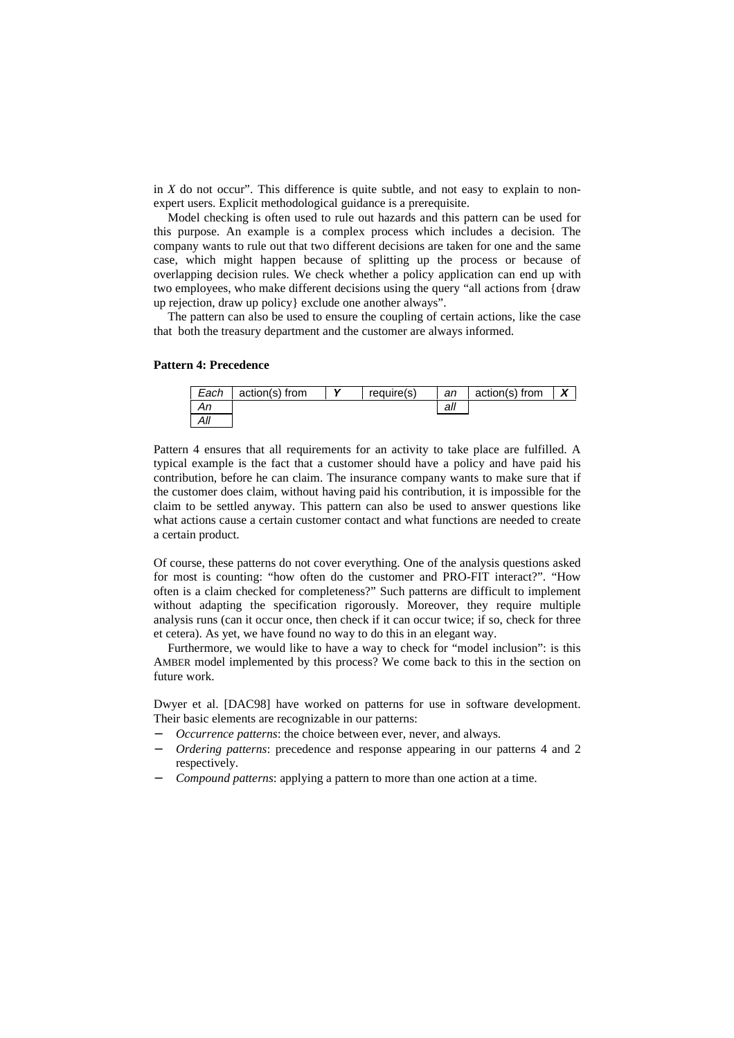in *X* do not occur". This difference is quite subtle, and not easy to explain to non-expert users. Explicit methodological guidance is a prerequisite.

Model checking is often used to rule out hazards and this pattern can be used for this purpose. An example is a complex process which includes a decision. The company wants to rule out that two different decisions are taken for one and the same case, which might happen because of splitting up the process or because of overlapping decision rules. We check whether a policy application can end up with two employees, who make different decisions using the query "all actions from {draw up rejection, draw up policy} exclude one another always".

The pattern can also be used to ensure the coupling of certain actions, like the case that both the treasury department and the customer are always informed.

**Pattern 4: Precedence**

| *Each* | action(s) from | ***Y*** | require(s) | *an* | action(s) from | ***X*** |
|---|---|---|---|---|---|---|
| *An* | | | | *all* | | |
| *All* | | | | | | |

Pattern 4 ensures that all requirements for an activity to take place are fulfilled. A typical example is the fact that a customer should have a policy and have paid his contribution, before he can claim. The insurance company wants to make sure that if the customer does claim, without having paid his contribution, it is impossible for the claim to be settled anyway. This pattern can also be used to answer questions like what actions cause a certain customer contact and what functions are needed to create a certain product.

Of course, these patterns do not cover everything. One of the analysis questions asked for most is counting: "how often do the customer and PRO-FIT interact?". "How often is a claim checked for completeness?" Such patterns are difficult to implement without adapting the specification rigorously. Moreover, they require multiple analysis runs (can it occur once, then check if it can occur twice; if so, check for three et cetera). As yet, we have found no way to do this in an elegant way.

Furthermore, we would like to have a way to check for "model inclusion": is this AMBER model implemented by this process? We come back to this in the section on future work.

Dwyer et al. [DAC98] have worked on patterns for use in software development. Their basic elements are recognizable in our patterns:

- *Occurrence patterns*: the choice between ever, never, and always.
- *Ordering patterns*: precedence and response appearing in our patterns 4 and 2 respectively.
- *Compound patterns*: applying a pattern to more than one action at a time.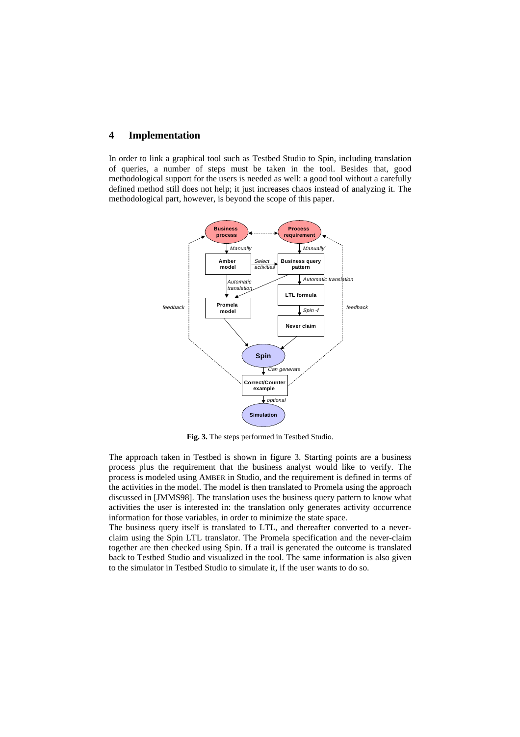## 4 Implementation

In order to link a graphical tool such as Testbed Studio to Spin, including translation of queries, a number of steps must be taken in the tool. Besides that, good methodological support for the users is needed as well: a good tool without a carefully defined method still does not help; it just increases chaos instead of analyzing it. The methodological part, however, is beyond the scope of this paper.

**Fig. 3.** The steps performed in Testbed Studio.

The approach taken in Testbed is shown in figure 3. Starting points are a business process plus the requirement that the business analyst would like to verify. The process is modeled using AMBER in Studio, and the requirement is defined in terms of the activities in the model. The model is then translated to Promela using the approach discussed in [JMMS98]. The translation uses the business query pattern to know what activities the user is interested in: the translation only generates activity occurrence information for those variables, in order to minimize the state space.

The business query itself is translated to LTL, and thereafter converted to a never-claim using the Spin LTL translator. The Promela specification and the never-claim together are then checked using Spin. If a trail is generated the outcome is translated back to Testbed Studio and visualized in the tool. The same information is also given to the simulator in Testbed Studio to simulate it, if the user wants to do so.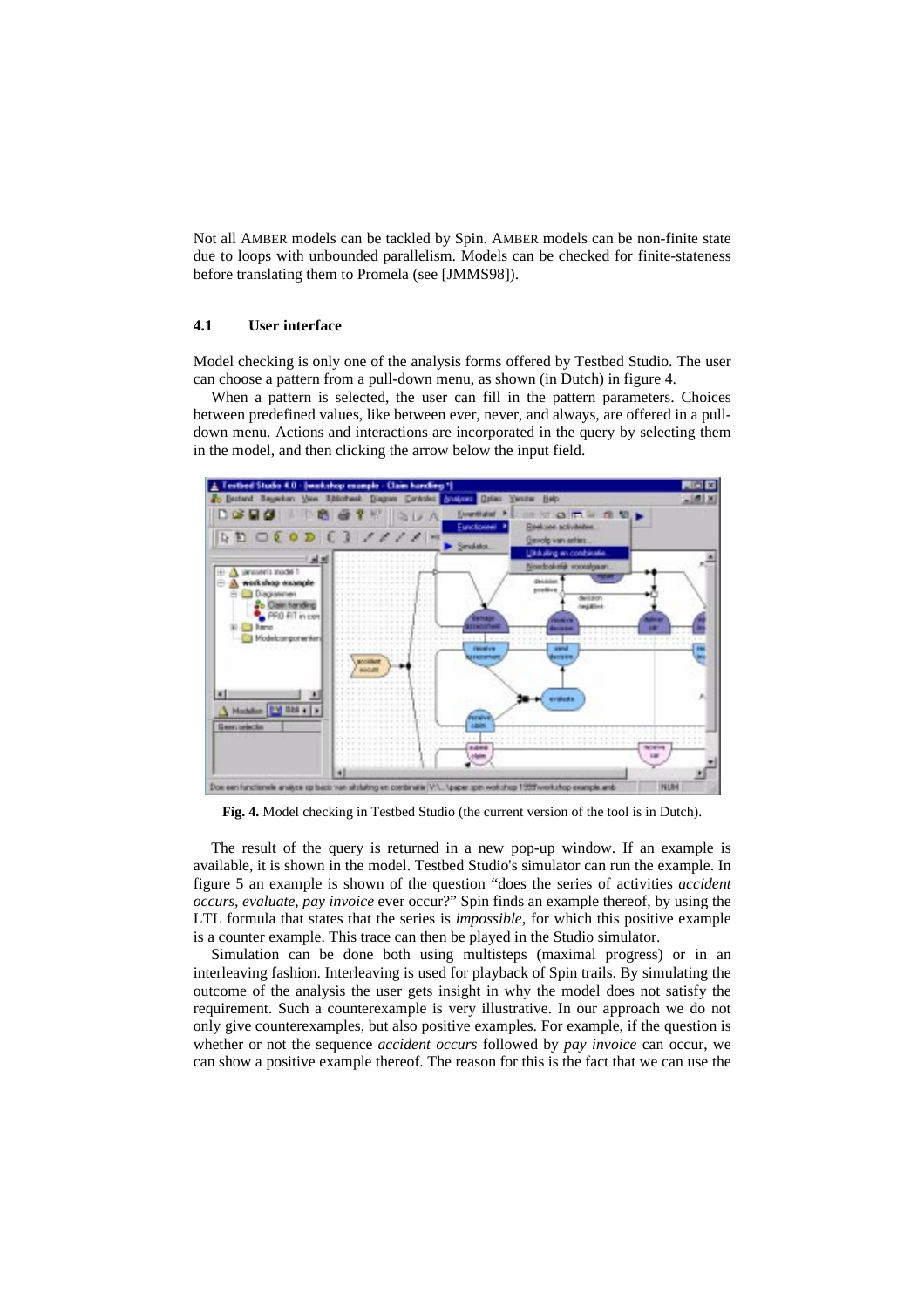Not all AMBER models can be tackled by Spin. AMBER models can be non-finite state due to loops with unbounded parallelism. Models can be checked for finite-stateness before translating them to Promela (see [JMMS98]).

### 4.1 User interface

Model checking is only one of the analysis forms offered by Testbed Studio. The user can choose a pattern from a pull-down menu, as shown (in Dutch) in figure 4.

When a pattern is selected, the user can fill in the pattern parameters. Choices between predefined values, like between ever, never, and always, are offered in a pull-down menu. Actions and interactions are incorporated in the query by selecting them in the model, and then clicking the arrow below the input field.

**Fig. 4.** Model checking in Testbed Studio (the current version of the tool is in Dutch).

The result of the query is returned in a new pop-up window. If an example is available, it is shown in the model. Testbed Studio's simulator can run the example. In figure 5 an example is shown of the question "does the series of activities *accident occurs, evaluate, pay invoice* ever occur?" Spin finds an example thereof, by using the LTL formula that states that the series is *impossible*, for which this positive example is a counter example. This trace can then be played in the Studio simulator.

Simulation can be done both using multisteps (maximal progress) or in an interleaving fashion. Interleaving is used for playback of Spin trails. By simulating the outcome of the analysis the user gets insight in why the model does not satisfy the requirement. Such a counterexample is very illustrative. In our approach we do not only give counterexamples, but also positive examples. For example, if the question is whether or not the sequence *accident occurs* followed by *pay invoice* can occur, we can show a positive example thereof. The reason for this is the fact that we can use the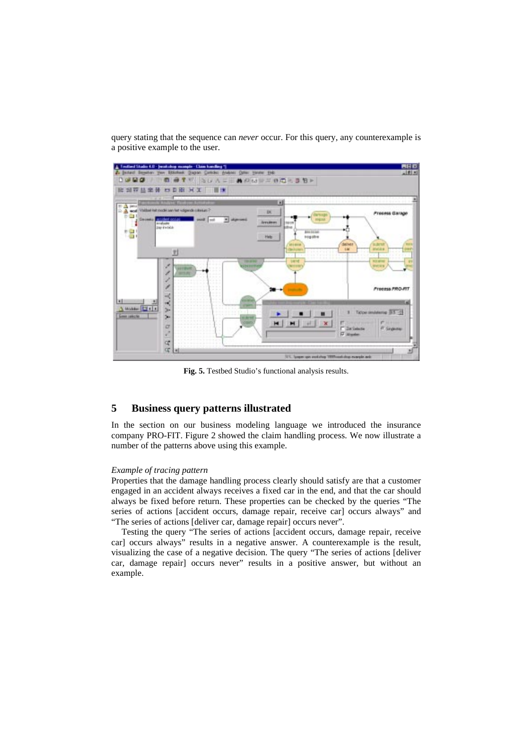query stating that the sequence can *never* occur. For this query, any counterexample is a positive example to the user.

**Fig. 5.** Testbed Studio's functional analysis results.

## 5 Business query patterns illustrated

In the section on our business modeling language we introduced the insurance company PRO-FIT. Figure 2 showed the claim handling process. We now illustrate a number of the patterns above using this example.

*Example of tracing pattern*

Properties that the damage handling process clearly should satisfy are that a customer engaged in an accident always receives a fixed car in the end, and that the car should always be fixed before return. These properties can be checked by the queries "The series of actions [accident occurs, damage repair, receive car] occurs always" and "The series of actions [deliver car, damage repair] occurs never".

Testing the query "The series of actions [accident occurs, damage repair, receive car] occurs always" results in a negative answer. A counterexample is the result, visualizing the case of a negative decision. The query "The series of actions [deliver car, damage repair] occurs never" results in a positive answer, but without an example.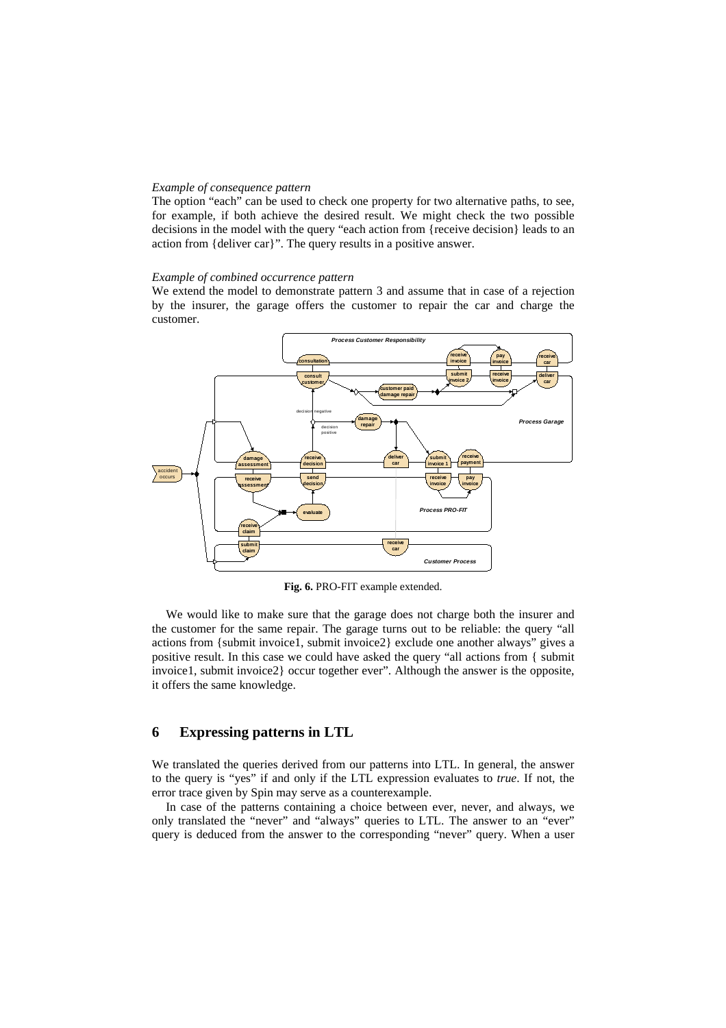*Example of consequence pattern*

The option "each" can be used to check one property for two alternative paths, to see, for example, if both achieve the desired result. We might check the two possible decisions in the model with the query "each action from {receive decision} leads to an action from {deliver car}". The query results in a positive answer.

*Example of combined occurrence pattern*

We extend the model to demonstrate pattern 3 and assume that in case of a rejection by the insurer, the garage offers the customer to repair the car and charge the customer.

**Fig. 6.** PRO-FIT example extended.

We would like to make sure that the garage does not charge both the insurer and the customer for the same repair. The garage turns out to be reliable: the query "all actions from {submit invoice1, submit invoice2} exclude one another always" gives a positive result. In this case we could have asked the query "all actions from { submit invoice1, submit invoice2} occur together ever". Although the answer is the opposite, it offers the same knowledge.

## 6 Expressing patterns in LTL

We translated the queries derived from our patterns into LTL. In general, the answer to the query is "yes" if and only if the LTL expression evaluates to *true*. If not, the error trace given by Spin may serve as a counterexample.

In case of the patterns containing a choice between ever, never, and always, we only translated the "never" and "always" queries to LTL. The answer to an "ever" query is deduced from the answer to the corresponding "never" query. When a user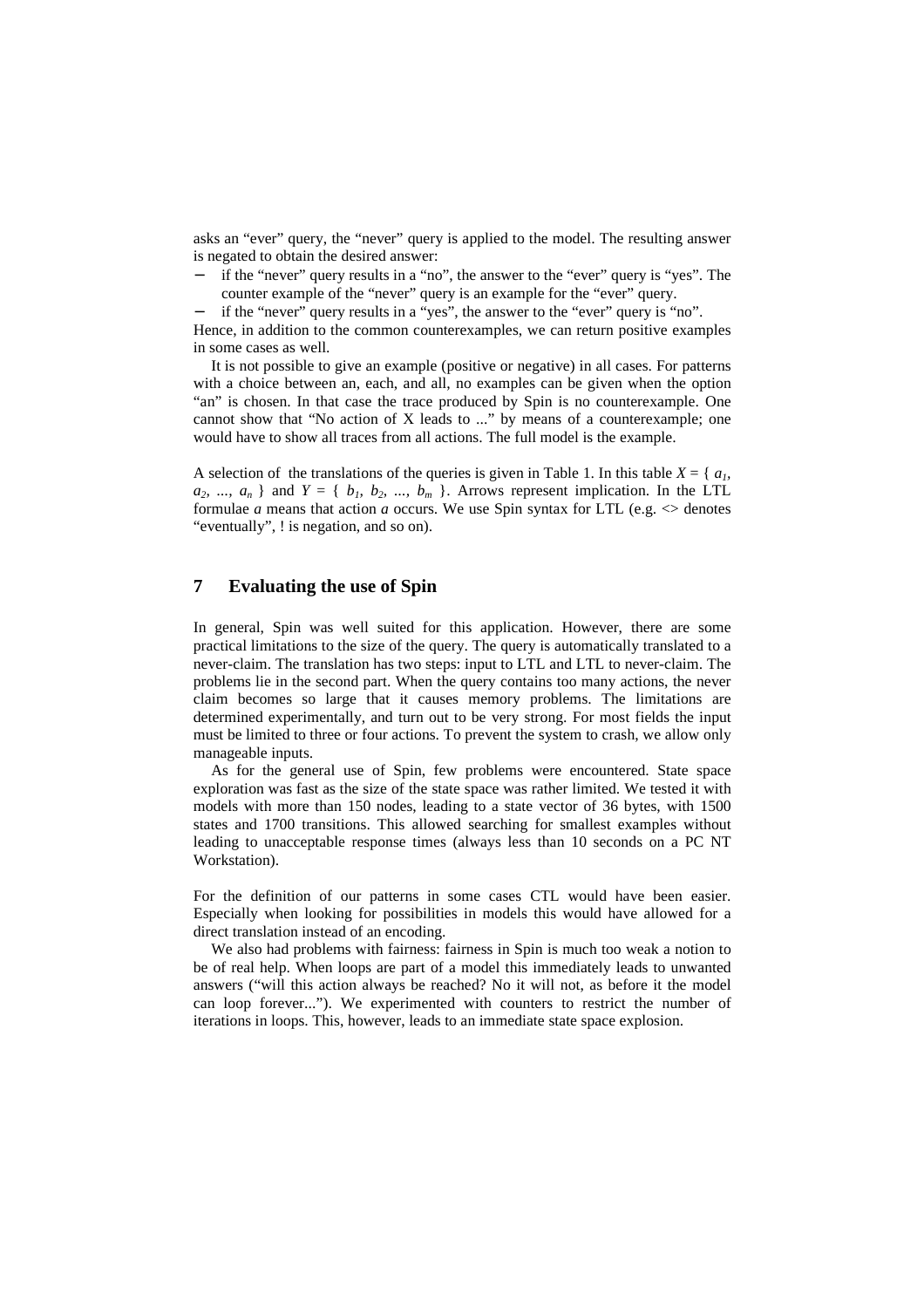asks an "ever" query, the "never" query is applied to the model. The resulting answer is negated to obtain the desired answer:

- if the "never" query results in a "no", the answer to the "ever" query is "yes". The counter example of the "never" query is an example for the "ever" query.
- if the "never" query results in a "yes", the answer to the "ever" query is "no".

Hence, in addition to the common counterexamples, we can return positive examples in some cases as well.

It is not possible to give an example (positive or negative) in all cases. For patterns with a choice between an, each, and all, no examples can be given when the option "an" is chosen. In that case the trace produced by Spin is no counterexample. One cannot show that "No action of X leads to ..." by means of a counterexample; one would have to show all traces from all actions. The full model is the example.

A selection of the translations of the queries is given in Table 1. In this table $X = \{ a_1, a_2, ..., a_n \}$ and $Y = \{ b_1, b_2, ..., b_m \}$. Arrows represent implication. In the LTL formulae *a* means that action *a* occurs. We use Spin syntax for LTL (e.g. <> denotes "eventually", ! is negation, and so on).

## 7 Evaluating the use of Spin

In general, Spin was well suited for this application. However, there are some practical limitations to the size of the query. The query is automatically translated to a never-claim. The translation has two steps: input to LTL and LTL to never-claim. The problems lie in the second part. When the query contains too many actions, the never claim becomes so large that it causes memory problems. The limitations are determined experimentally, and turn out to be very strong. For most fields the input must be limited to three or four actions. To prevent the system to crash, we allow only manageable inputs.

As for the general use of Spin, few problems were encountered. State space exploration was fast as the size of the state space was rather limited. We tested it with models with more than 150 nodes, leading to a state vector of 36 bytes, with 1500 states and 1700 transitions. This allowed searching for smallest examples without leading to unacceptable response times (always less than 10 seconds on a PC NT Workstation).

For the definition of our patterns in some cases CTL would have been easier. Especially when looking for possibilities in models this would have allowed for a direct translation instead of an encoding.

We also had problems with fairness: fairness in Spin is much too weak a notion to be of real help. When loops are part of a model this immediately leads to unwanted answers ("will this action always be reached? No it will not, as before it the model can loop forever..."). We experimented with counters to restrict the number of iterations in loops. This, however, leads to an immediate state space explosion.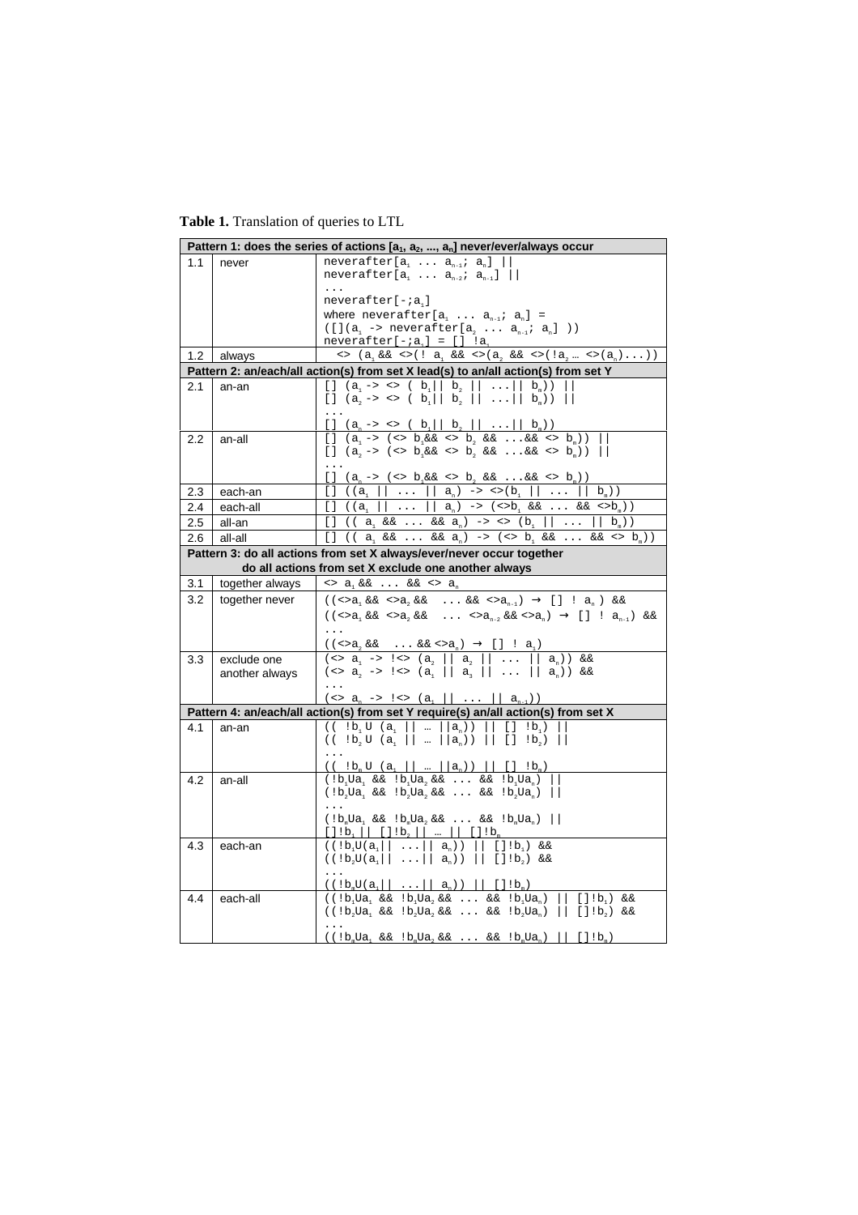**Table 1.** Translation of queries to LTL

| | | |
|---|---|---|
| **Pattern 1: does the series of actions [$a_1$, $a_2$, ..., $a_n$] never/ever/always occur** | | |
| 1.1 | never | `neverafter[`$a_1$ ... $a_{n-1}$; $a_n$`] \|\|`<br>`neverafter[`$a_1$ ... $a_{n-2}$; $a_{n-1}$`] \|\|`<br>`...`<br>`neverafter[-;`$a_1$`]`<br>where `neverafter[`$a_1$ ... $a_{n-1}$; $a_n$`] =`<br>`([](`$a_1$ `-> neverafter[`$a_2$ ... $a_{n-1}$; $a_n$`] ))`<br>`neverafter[-;`$a_1$`] = [] !`$a_1$ |
| 1.2 | always | `<> (`$a_1$ `&& <>(! `$a_1$ `&& <>(`$a_2$ `&& <>(!`$a_2$ `… <>(`$a_n$`)...))` |
| **Pattern 2: an/each/all action(s) from set X lead(s) to an/all action(s) from set Y** | | |
| 2.1 | an-an | `[] (`$a_1$ `-> <> ( `$b_1$`\|\| `$b_2$ `\|\| ...\|\| `$b_m$`)) \|\|`<br>`[] (`$a_2$ `-> <> ( `$b_1$`\|\| `$b_2$ `\|\| ...\|\| `$b_m$`)) \|\|`<br>`...`<br>`[] (`$a_n$ `-> <> ( `$b_1$`\|\| `$b_2$ `\|\| ...\|\| `$b_m$`))` |
| 2.2 | an-all | `[] (`$a_1$ `-> (<> `$b_1$`&& <> `$b_2$ `&& ...&& <> `$b_m$`)) \|\|`<br>`[] (`$a_2$ `-> (<> `$b_1$`&& <> `$b_2$ `&& ...&& <> `$b_m$`)) \|\|`<br>`...`<br>`[] (`$a_n$ `-> (<> `$b_1$`&& <> `$b_2$ `&& ...&& <> `$b_m$`))` |
| 2.3 | each-an | `[] ((`$a_1$ `\|\| ... \|\| `$a_n$`) -> <>(`$b_1$ `\|\| ... \|\| `$b_m$`))` |
| 2.4 | each-all | `[] ((`$a_1$ `\|\| ... \|\| `$a_n$`) -> (<>`$b_1$ `&& ... && <>`$b_m$`))` |
| 2.5 | all-an | `[] (( `$a_1$ `&& ... && `$a_n$`) -> <> (`$b_1$ `\|\| ... \|\| `$b_m$`))` |
| 2.6 | all-all | `[] (( `$a_1$ `&& ... && `$a_n$`) -> (<> `$b_1$ `&& ... && <> `$b_m$`))` |
| **Pattern 3: do all actions from set X always/ever/never occur together**<br>**do all actions from set X exclude one another always** | | |
| 3.1 | together always | `<> `$a_1$ `&& ... && <> `$a_n$ |
| 3.2 | together never | `((<>`$a_1$ `&& <>`$a_2$ `&& ... && <>`$a_{n-1}$`) → [] ! `$a_n$ `) &&`<br>`((<>`$a_1$ `&& <>`$a_2$ `&& ... <>`$a_{n-2}$ `&& <>`$a_n$`) → [] ! `$a_{n-1}$`) &&`<br>`...`<br>`((<>`$a_2$ `&& ... && <>`$a_n$`) → [] ! `$a_1$`)` |
| 3.3 | exclude one another always | `(<> `$a_1$ `-> !<> (`$a_2$ `\|\| `$a_3$ `\|\| ... \|\| `$a_n$`)) &&`<br>`(<> `$a_2$ `-> !<> (`$a_1$ `\|\| `$a_3$ `\|\| ... \|\| `$a_n$`)) &&`<br>`...`<br>`(<> `$a_n$ `-> !<> (`$a_1$ `\|\| ... \|\| `$a_{n-1}$`))` |
| **Pattern 4: an/each/all action(s) from set Y require(s) an/all action(s) from set X** | | |
| 4.1 | an-an | `(( !`$b_1$ `U (`$a_1$ `\|\| … \|\|`$a_n$`)) \|\| [] !`$b_1$`) \|\|`<br>`(( !`$b_2$ `U (`$a_1$ `\|\| … \|\|`$a_n$`)) \|\| [] !`$b_2$`) \|\|`<br>`...`<br>`(( !`$b_m$ `U (`$a_1$ `\|\| … \|\|`$a_n$`)) \|\| [] !`$b_m$`)` |
| 4.2 | an-all | `(!`$b_1$`U`$a_1$ `&& !`$b_1$`U`$a_2$ `&& ... && !`$b_1$`U`$a_n$`) \|\|`<br>`(!`$b_2$`U`$a_1$ `&& !`$b_2$`U`$a_2$ `&& ... && !`$b_2$`U`$a_n$`) \|\|`<br>`...`<br>`(!`$b_m$`U`$a_1$ `&& !`$b_m$`U`$a_2$ `&& ... && !`$b_m$`U`$a_n$`) \|\|`<br>`[]!`$b_1$ `\|\| []!`$b_2$ `\|\| … \|\| []!`$b_m$ |
| 4.3 | each-an | `((!`$b_1$`U(`$a_1$`\|\| ...\|\| `$a_n$`)) \|\| []!`$b_1$`) &&`<br>`((!`$b_2$`U(`$a_1$`\|\| ...\|\| `$a_n$`)) \|\| []!`$b_2$`) &&`<br>`...`<br>`((!`$b_m$`U(`$a_1$`\|\| ...\|\| `$a_n$`)) \|\| []!`$b_m$`)` |
| 4.4 | each-all | `((!`$b_1$`U`$a_1$ `&& !`$b_1$`U`$a_2$ `&& ... && !`$b_1$`U`$a_n$`) \|\| []!`$b_1$`) &&`<br>`((!`$b_2$`U`$a_1$ `&& !`$b_2$`U`$a_2$ `&& ... && !`$b_2$`U`$a_n$`) \|\| []!`$b_2$`) &&`<br>`...`<br>`((!`$b_m$`U`$a_1$ `&& !`$b_m$`U`$a_2$ `&& ... && !`$b_m$`U`$a_n$`) \|\| []!`$b_m$`)` |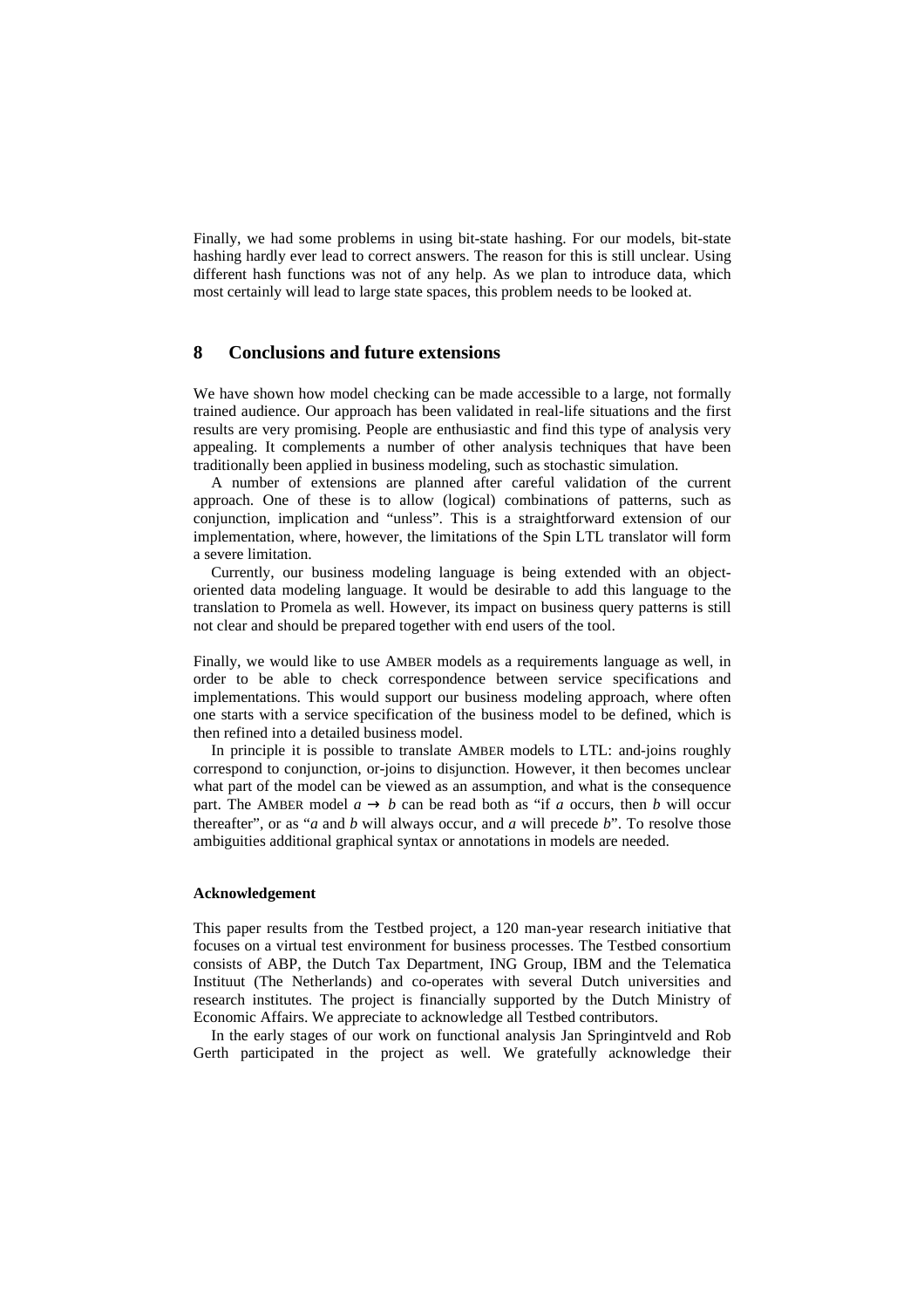Finally, we had some problems in using bit-state hashing. For our models, bit-state hashing hardly ever lead to correct answers. The reason for this is still unclear. Using different hash functions was not of any help. As we plan to introduce data, which most certainly will lead to large state spaces, this problem needs to be looked at.

## 8 Conclusions and future extensions

We have shown how model checking can be made accessible to a large, not formally trained audience. Our approach has been validated in real-life situations and the first results are very promising. People are enthusiastic and find this type of analysis very appealing. It complements a number of other analysis techniques that have been traditionally been applied in business modeling, such as stochastic simulation.

A number of extensions are planned after careful validation of the current approach. One of these is to allow (logical) combinations of patterns, such as conjunction, implication and "unless". This is a straightforward extension of our implementation, where, however, the limitations of the Spin LTL translator will form a severe limitation.

Currently, our business modeling language is being extended with an object-oriented data modeling language. It would be desirable to add this language to the translation to Promela as well. However, its impact on business query patterns is still not clear and should be prepared together with end users of the tool.

Finally, we would like to use AMBER models as a requirements language as well, in order to be able to check correspondence between service specifications and implementations. This would support our business modeling approach, where often one starts with a service specification of the business model to be defined, which is then refined into a detailed business model.

In principle it is possible to translate AMBER models to LTL: and-joins roughly correspond to conjunction, or-joins to disjunction. However, it then becomes unclear what part of the model can be viewed as an assumption, and what is the consequence part. The AMBER model $a \rightarrow b$ can be read both as "if *a* occurs, then *b* will occur thereafter", or as "*a* and *b* will always occur, and *a* will precede *b*". To resolve those ambiguities additional graphical syntax or annotations in models are needed.

#### Acknowledgement

This paper results from the Testbed project, a 120 man-year research initiative that focuses on a virtual test environment for business processes. The Testbed consortium consists of ABP, the Dutch Tax Department, ING Group, IBM and the Telematica Instituut (The Netherlands) and co-operates with several Dutch universities and research institutes. The project is financially supported by the Dutch Ministry of Economic Affairs. We appreciate to acknowledge all Testbed contributors.

In the early stages of our work on functional analysis Jan Springintveld and Rob Gerth participated in the project as well. We gratefully acknowledge their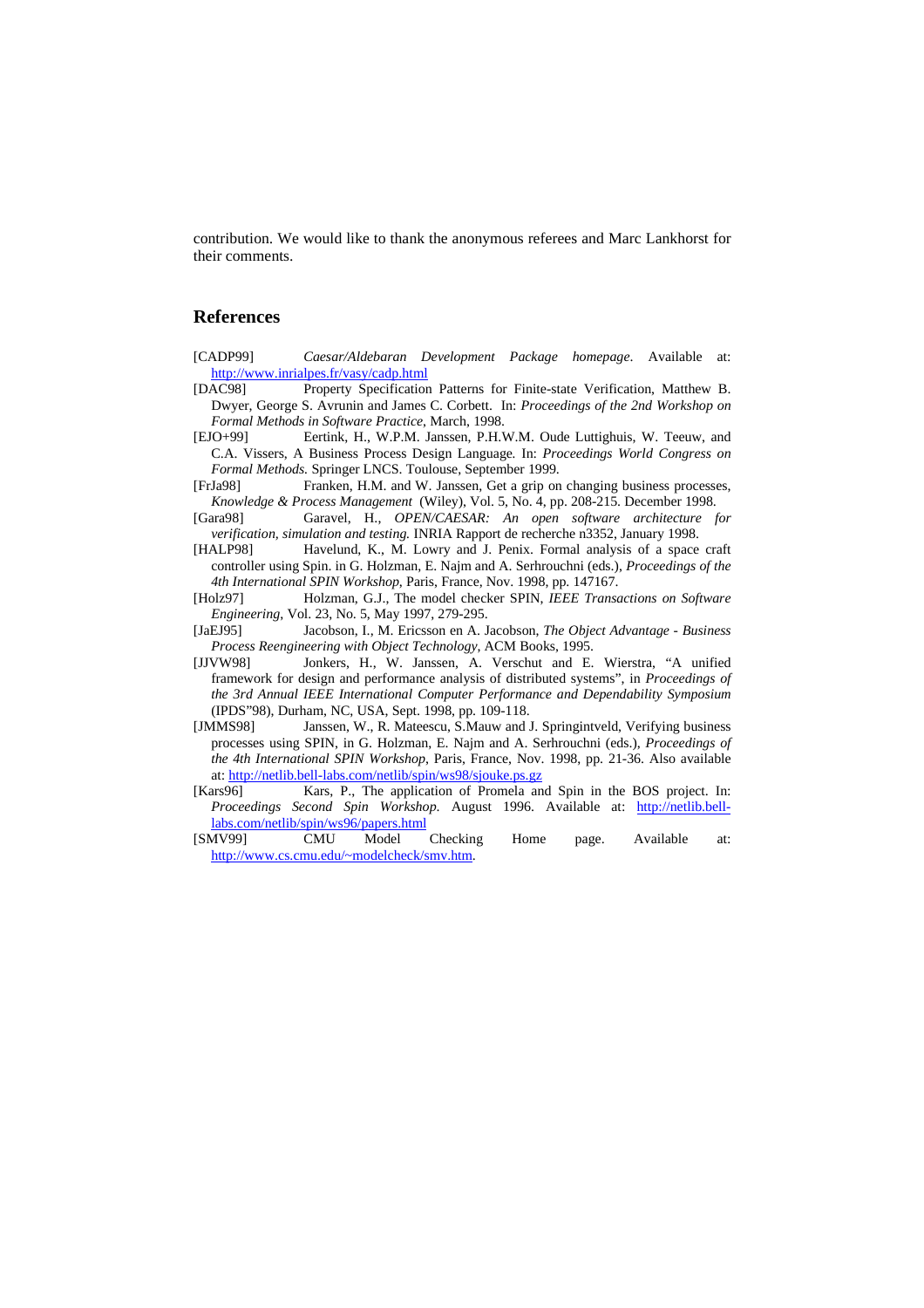contribution. We would like to thank the anonymous referees and Marc Lankhorst for their comments.

## References

[CADP99] *Caesar/Aldebaran Development Package homepage*. Available at: http://www.inrialpes.fr/vasy/cadp.html

[DAC98] Property Specification Patterns for Finite-state Verification, Matthew B. Dwyer, George S. Avrunin and James C. Corbett. In: *Proceedings of the 2nd Workshop on Formal Methods in Software Practice*, March, 1998.

[EJO+99] Eertink, H., W.P.M. Janssen, P.H.W.M. Oude Luttighuis, W. Teeuw, and C.A. Vissers, A Business Process Design Language. In: *Proceedings World Congress on Formal Methods.* Springer LNCS. Toulouse, September 1999.

[FrJa98] Franken, H.M. and W. Janssen, Get a grip on changing business processes, *Knowledge & Process Management* (Wiley), Vol. 5, No. 4, pp. 208-215. December 1998.

[Gara98] Garavel, H., *OPEN/CAESAR: An open software architecture for verification, simulation and testing.* INRIA Rapport de recherche n3352, January 1998.

[HALP98] Havelund, K., M. Lowry and J. Penix. Formal analysis of a space craft controller using Spin. in G. Holzman, E. Najm and A. Serhrouchni (eds.), *Proceedings of the 4th International SPIN Workshop*, Paris, France, Nov. 1998, pp. 147167.

[Holz97] Holzman, G.J., The model checker SPIN, *IEEE Transactions on Software Engineering*, Vol. 23, No. 5, May 1997, 279-295.

[JaEJ95] Jacobson, I., M. Ericsson en A. Jacobson, *The Object Advantage - Business Process Reengineering with Object Technology*, ACM Books, 1995.

[JJVW98] Jonkers, H., W. Janssen, A. Verschut and E. Wierstra, "A unified framework for design and performance analysis of distributed systems", in *Proceedings of the 3rd Annual IEEE International Computer Performance and Dependability Symposium* (IPDS"98), Durham, NC, USA, Sept. 1998, pp. 109-118.

[JMMS98] Janssen, W., R. Mateescu, S.Mauw and J. Springintveld, Verifying business processes using SPIN, in G. Holzman, E. Najm and A. Serhrouchni (eds.), *Proceedings of the 4th International SPIN Workshop*, Paris, France, Nov. 1998, pp. 21-36. Also available at: http://netlib.bell-labs.com/netlib/spin/ws98/sjouke.ps.gz

[Kars96] Kars, P., The application of Promela and Spin in the BOS project. In: *Proceedings Second Spin Workshop*. August 1996. Available at: http://netlib.bell-labs.com/netlib/spin/ws96/papers.html

[SMV99] CMU Model Checking Home page. Available at: http://www.cs.cmu.edu/~modelcheck/smv.htm.